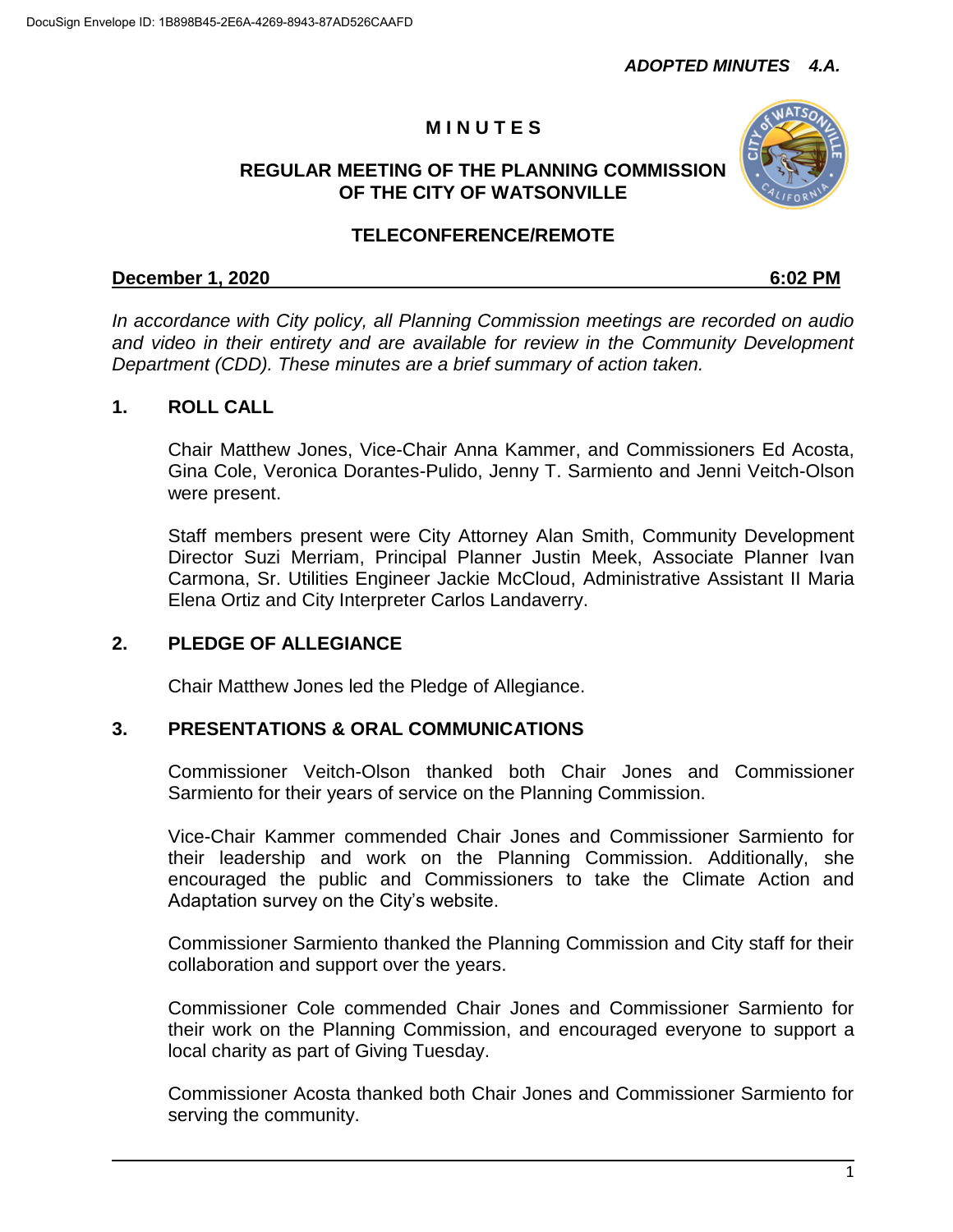DocuSign Envelope ID: 1B898B45-2E6A-4269-8943-87AD526CAAFD

***ADOPTED MINUTES 4.A.***

# M I N U T E S

## REGULAR MEETING OF THE PLANNING COMMISSION OF THE CITY OF WATSONVILLE

## TELECONFERENCE/REMOTE

**December 1, 2020** **6:02 PM**

*In accordance with City policy, all Planning Commission meetings are recorded on audio and video in their entirety and are available for review in the Community Development Department (CDD). These minutes are a brief summary of action taken.*

## 1. ROLL CALL

Chair Matthew Jones, Vice-Chair Anna Kammer, and Commissioners Ed Acosta, Gina Cole, Veronica Dorantes-Pulido, Jenny T. Sarmiento and Jenni Veitch-Olson were present.

Staff members present were City Attorney Alan Smith, Community Development Director Suzi Merriam, Principal Planner Justin Meek, Associate Planner Ivan Carmona, Sr. Utilities Engineer Jackie McCloud, Administrative Assistant II Maria Elena Ortiz and City Interpreter Carlos Landaverry.

## 2. PLEDGE OF ALLEGIANCE

Chair Matthew Jones led the Pledge of Allegiance.

## 3. PRESENTATIONS & ORAL COMMUNICATIONS

Commissioner Veitch-Olson thanked both Chair Jones and Commissioner Sarmiento for their years of service on the Planning Commission.

Vice-Chair Kammer commended Chair Jones and Commissioner Sarmiento for their leadership and work on the Planning Commission. Additionally, she encouraged the public and Commissioners to take the Climate Action and Adaptation survey on the City's website.

Commissioner Sarmiento thanked the Planning Commission and City staff for their collaboration and support over the years.

Commissioner Cole commended Chair Jones and Commissioner Sarmiento for their work on the Planning Commission, and encouraged everyone to support a local charity as part of Giving Tuesday.

Commissioner Acosta thanked both Chair Jones and Commissioner Sarmiento for serving the community.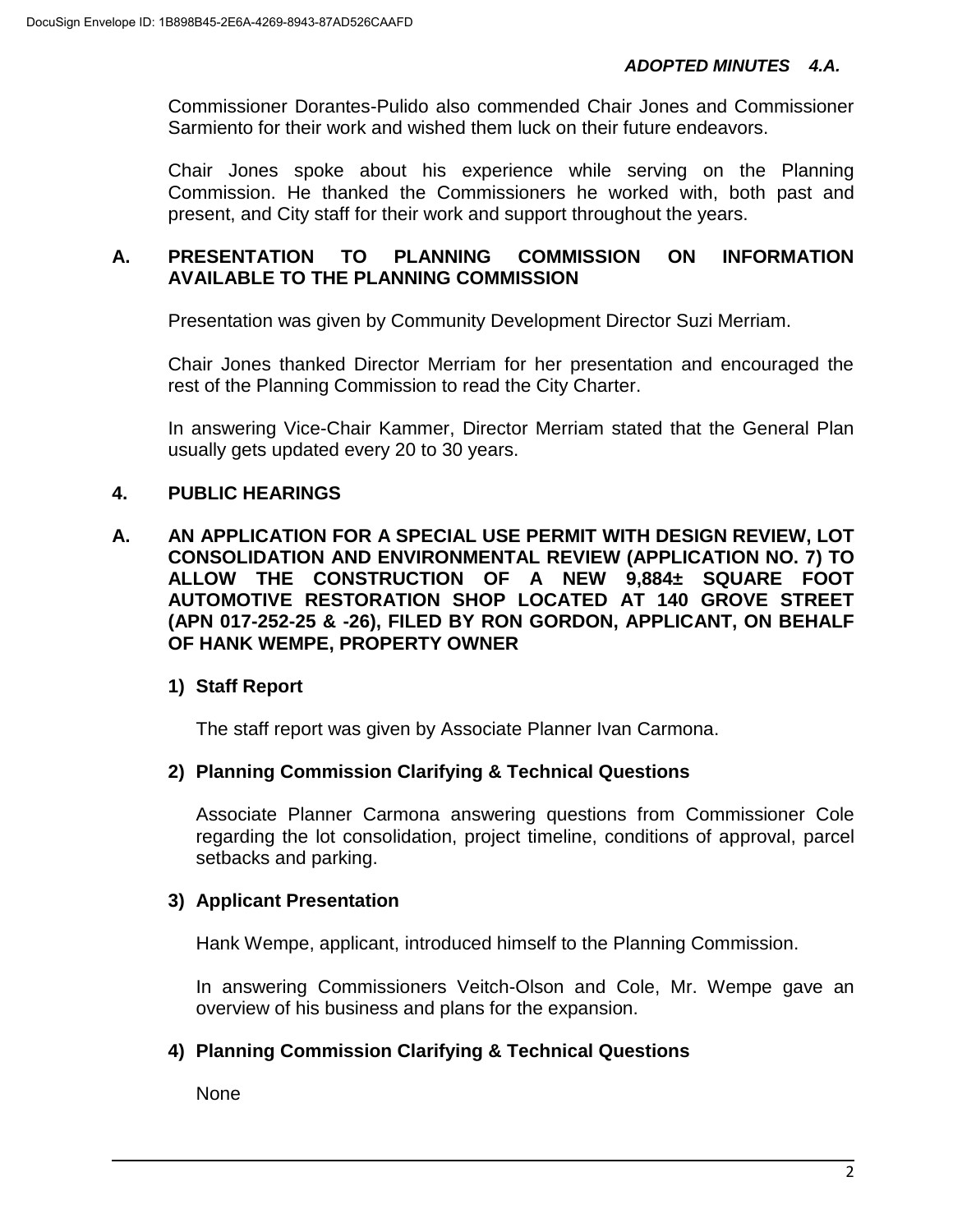Commissioner Dorantes-Pulido also commended Chair Jones and Commissioner Sarmiento for their work and wished them luck on their future endeavors.

Chair Jones spoke about his experience while serving on the Planning Commission. He thanked the Commissioners he worked with, both past and present, and City staff for their work and support throughout the years.

## A. PRESENTATION TO PLANNING COMMISSION ON INFORMATION AVAILABLE TO THE PLANNING COMMISSION

Presentation was given by Community Development Director Suzi Merriam.

Chair Jones thanked Director Merriam for her presentation and encouraged the rest of the Planning Commission to read the City Charter.

In answering Vice-Chair Kammer, Director Merriam stated that the General Plan usually gets updated every 20 to 30 years.

## 4. PUBLIC HEARINGS

## A. AN APPLICATION FOR A SPECIAL USE PERMIT WITH DESIGN REVIEW, LOT CONSOLIDATION AND ENVIRONMENTAL REVIEW (APPLICATION NO. 7) TO ALLOW THE CONSTRUCTION OF A NEW 9,884± SQUARE FOOT AUTOMOTIVE RESTORATION SHOP LOCATED AT 140 GROVE STREET (APN 017-252-25 & -26), FILED BY RON GORDON, APPLICANT, ON BEHALF OF HANK WEMPE, PROPERTY OWNER

### 1) Staff Report

The staff report was given by Associate Planner Ivan Carmona.

### 2) Planning Commission Clarifying & Technical Questions

Associate Planner Carmona answering questions from Commissioner Cole regarding the lot consolidation, project timeline, conditions of approval, parcel setbacks and parking.

### 3) Applicant Presentation

Hank Wempe, applicant, introduced himself to the Planning Commission.

In answering Commissioners Veitch-Olson and Cole, Mr. Wempe gave an overview of his business and plans for the expansion.

### 4) Planning Commission Clarifying & Technical Questions

None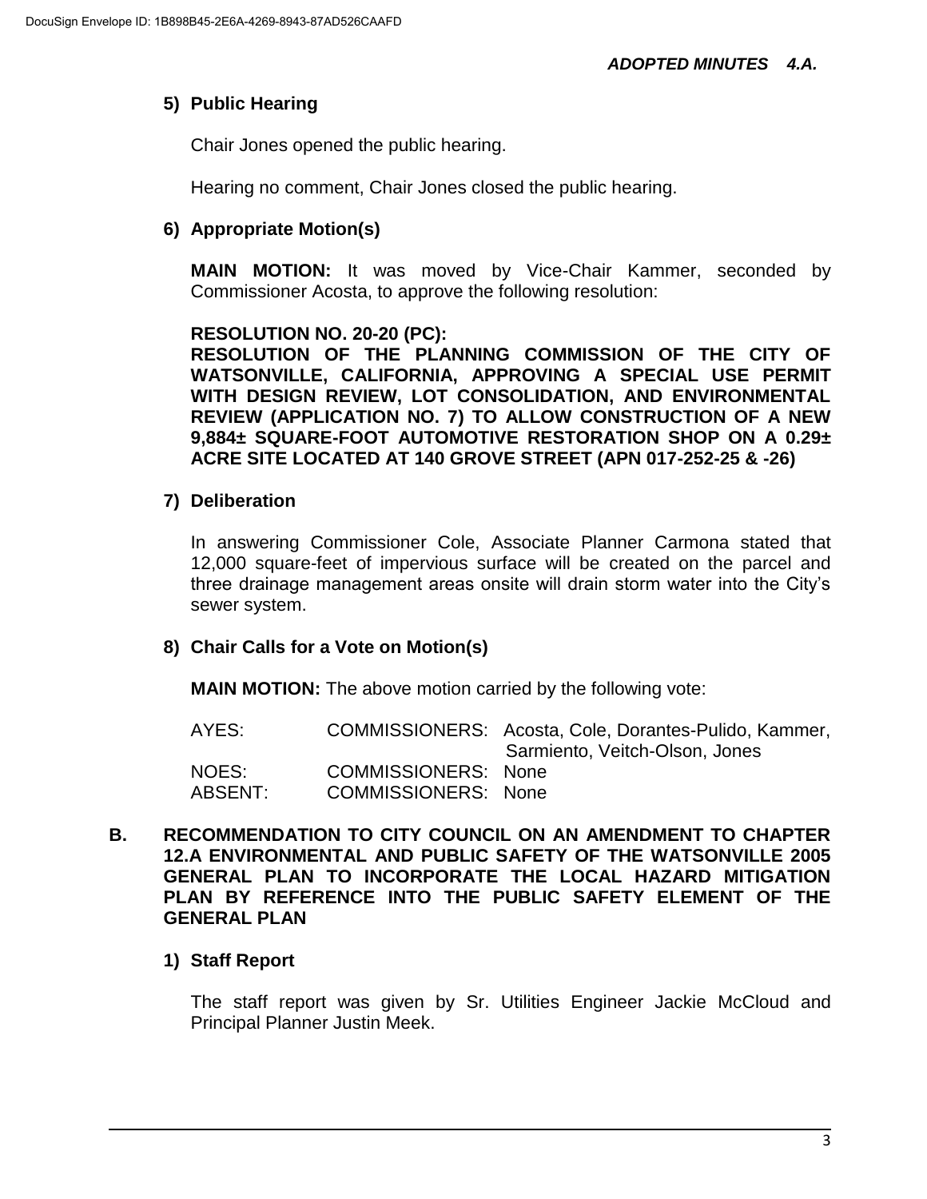### 5) Public Hearing

Chair Jones opened the public hearing.

Hearing no comment, Chair Jones closed the public hearing.

### 6) Appropriate Motion(s)

**MAIN MOTION:** It was moved by Vice-Chair Kammer, seconded by Commissioner Acosta, to approve the following resolution:

**RESOLUTION NO. 20-20 (PC):**
**RESOLUTION OF THE PLANNING COMMISSION OF THE CITY OF WATSONVILLE, CALIFORNIA, APPROVING A SPECIAL USE PERMIT WITH DESIGN REVIEW, LOT CONSOLIDATION, AND ENVIRONMENTAL REVIEW (APPLICATION NO. 7) TO ALLOW CONSTRUCTION OF A NEW 9,884± SQUARE-FOOT AUTOMOTIVE RESTORATION SHOP ON A 0.29± ACRE SITE LOCATED AT 140 GROVE STREET (APN 017-252-25 & -26)**

### 7) Deliberation

In answering Commissioner Cole, Associate Planner Carmona stated that 12,000 square-feet of impervious surface will be created on the parcel and three drainage management areas onsite will drain storm water into the City's sewer system.

### 8) Chair Calls for a Vote on Motion(s)

**MAIN MOTION:** The above motion carried by the following vote:

| | | |
|---|---|---|
| AYES: | COMMISSIONERS: | Acosta, Cole, Dorantes-Pulido, Kammer, Sarmiento, Veitch-Olson, Jones |
| NOES: | COMMISSIONERS: | None |
| ABSENT: | COMMISSIONERS: | None |

## B. RECOMMENDATION TO CITY COUNCIL ON AN AMENDMENT TO CHAPTER 12.A ENVIRONMENTAL AND PUBLIC SAFETY OF THE WATSONVILLE 2005 GENERAL PLAN TO INCORPORATE THE LOCAL HAZARD MITIGATION PLAN BY REFERENCE INTO THE PUBLIC SAFETY ELEMENT OF THE GENERAL PLAN

### 1) Staff Report

The staff report was given by Sr. Utilities Engineer Jackie McCloud and Principal Planner Justin Meek.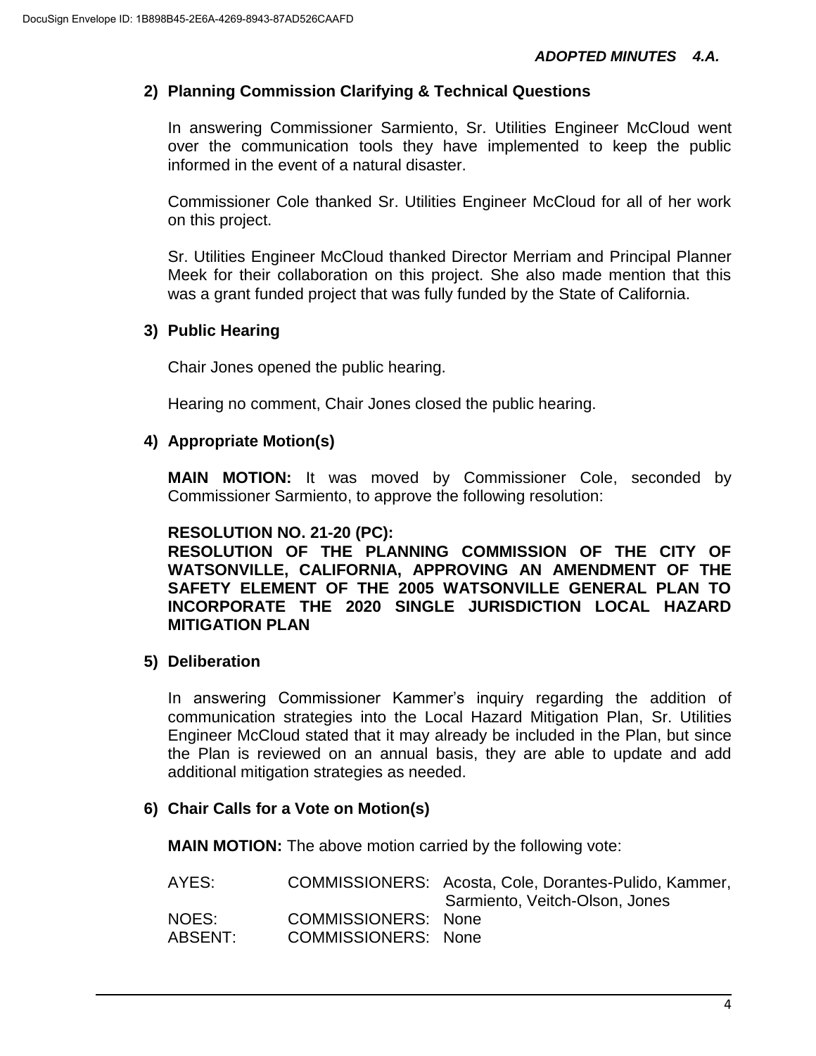***ADOPTED MINUTES 4.A.***

**2) Planning Commission Clarifying & Technical Questions**

In answering Commissioner Sarmiento, Sr. Utilities Engineer McCloud went over the communication tools they have implemented to keep the public informed in the event of a natural disaster.

Commissioner Cole thanked Sr. Utilities Engineer McCloud for all of her work on this project.

Sr. Utilities Engineer McCloud thanked Director Merriam and Principal Planner Meek for their collaboration on this project. She also made mention that this was a grant funded project that was fully funded by the State of California.

**3) Public Hearing**

Chair Jones opened the public hearing.

Hearing no comment, Chair Jones closed the public hearing.

**4) Appropriate Motion(s)**

**MAIN MOTION:** It was moved by Commissioner Cole, seconded by Commissioner Sarmiento, to approve the following resolution:

**RESOLUTION NO. 21-20 (PC):**
**RESOLUTION OF THE PLANNING COMMISSION OF THE CITY OF WATSONVILLE, CALIFORNIA, APPROVING AN AMENDMENT OF THE SAFETY ELEMENT OF THE 2005 WATSONVILLE GENERAL PLAN TO INCORPORATE THE 2020 SINGLE JURISDICTION LOCAL HAZARD MITIGATION PLAN**

**5) Deliberation**

In answering Commissioner Kammer's inquiry regarding the addition of communication strategies into the Local Hazard Mitigation Plan, Sr. Utilities Engineer McCloud stated that it may already be included in the Plan, but since the Plan is reviewed on an annual basis, they are able to update and add additional mitigation strategies as needed.

**6) Chair Calls for a Vote on Motion(s)**

**MAIN MOTION:** The above motion carried by the following vote:

| | | |
|---|---|---|
| AYES: | COMMISSIONERS: | Acosta, Cole, Dorantes-Pulido, Kammer, Sarmiento, Veitch-Olson, Jones |
| NOES: | COMMISSIONERS: | None |
| ABSENT: | COMMISSIONERS: | None |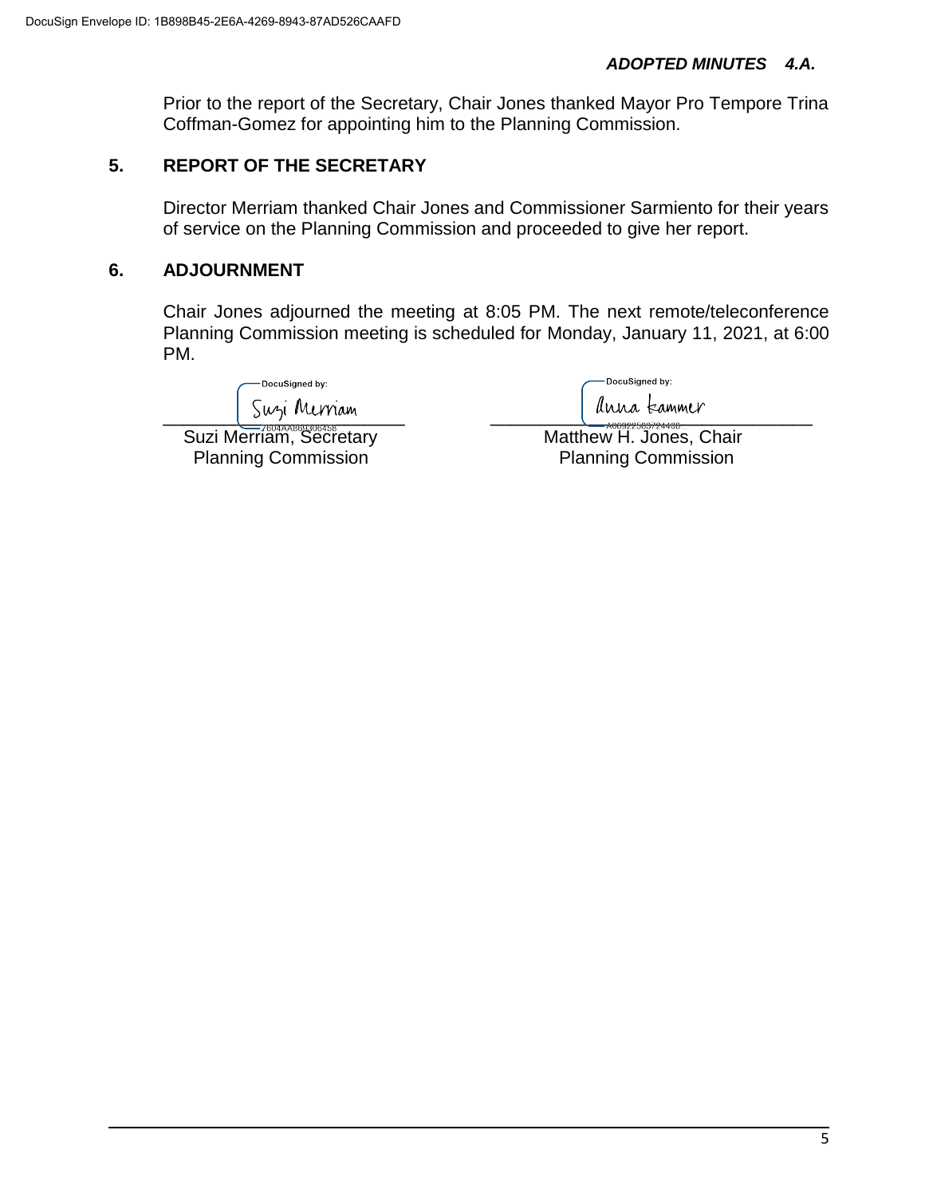*ADOPTED MINUTES 4.A.*

Prior to the report of the Secretary, Chair Jones thanked Mayor Pro Tempore Trina Coffman-Gomez for appointing him to the Planning Commission.

## 5. REPORT OF THE SECRETARY

Director Merriam thanked Chair Jones and Commissioner Sarmiento for their years of service on the Planning Commission and proceeded to give her report.

## 6. ADJOURNMENT

Chair Jones adjourned the meeting at 8:05 PM. The next remote/teleconference Planning Commission meeting is scheduled for Monday, January 11, 2021, at 6:00 PM.

DocuSigned by:
Suzi Merriam
7604AA869306458

Suzi Merriam, Secretary
Planning Commission

DocuSigned by:
Anna Kammer
A00922583724436

Matthew H. Jones, Chair
Planning Commission